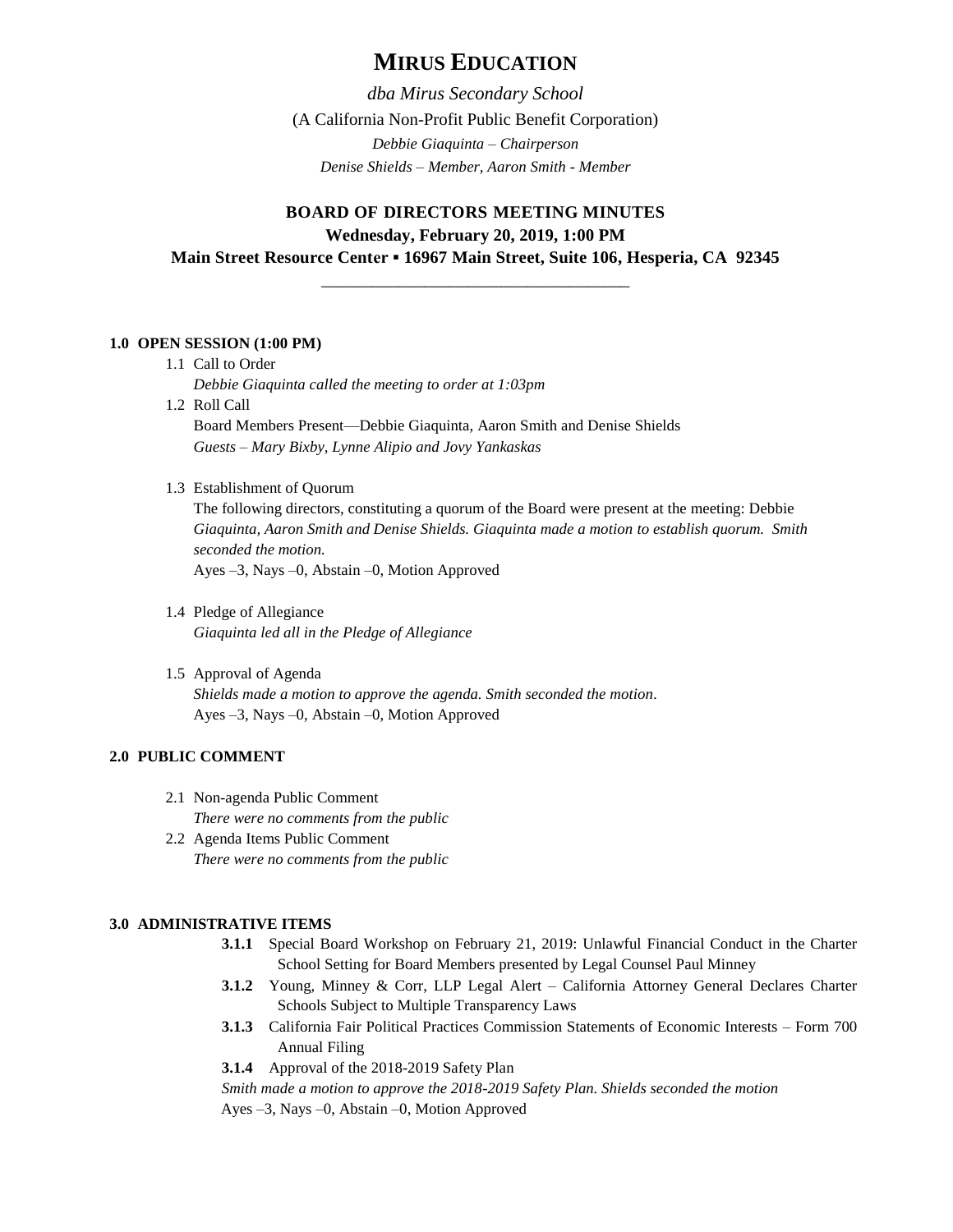# MIRUS EDUCATION

*dba Mirus Secondary School*

(A California Non-Profit Public Benefit Corporation)

*Debbie Giaquinta – Chairperson*

*Denise Shields – Member, Aaron Smith - Member*

## BOARD OF DIRECTORS MEETING MINUTES

**Wednesday, February 20, 2019, 1:00 PM**

**Main Street Resource Center ▪ 16967 Main Street, Suite 106, Hesperia, CA 92345**

---

### 1.0 OPEN SESSION (1:00 PM)

1.1 Call to Order
*Debbie Giaquinta called the meeting to order at 1:03pm*

1.2 Roll Call
Board Members Present—Debbie Giaquinta, Aaron Smith and Denise Shields
*Guests – Mary Bixby, Lynne Alipio and Jovy Yankaskas*

1.3 Establishment of Quorum
The following directors, constituting a quorum of the Board were present at the meeting: Debbie *Giaquinta, Aaron Smith and Denise Shields. Giaquinta made a motion to establish quorum. Smith seconded the motion.*
Ayes –3, Nays –0, Abstain –0, Motion Approved

1.4 Pledge of Allegiance
*Giaquinta led all in the Pledge of Allegiance*

1.5 Approval of Agenda
*Shields made a motion to approve the agenda. Smith seconded the motion.*
Ayes –3, Nays –0, Abstain –0, Motion Approved

### 2.0 PUBLIC COMMENT

2.1 Non-agenda Public Comment
*There were no comments from the public*

2.2 Agenda Items Public Comment
*There were no comments from the public*

### 3.0 ADMINISTRATIVE ITEMS

**3.1.1** Special Board Workshop on February 21, 2019: Unlawful Financial Conduct in the Charter School Setting for Board Members presented by Legal Counsel Paul Minney

**3.1.2** Young, Minney & Corr, LLP Legal Alert – California Attorney General Declares Charter Schools Subject to Multiple Transparency Laws

**3.1.3** California Fair Political Practices Commission Statements of Economic Interests – Form 700 Annual Filing

**3.1.4** Approval of the 2018-2019 Safety Plan

*Smith made a motion to approve the 2018-2019 Safety Plan. Shields seconded the motion*

Ayes –3, Nays –0, Abstain –0, Motion Approved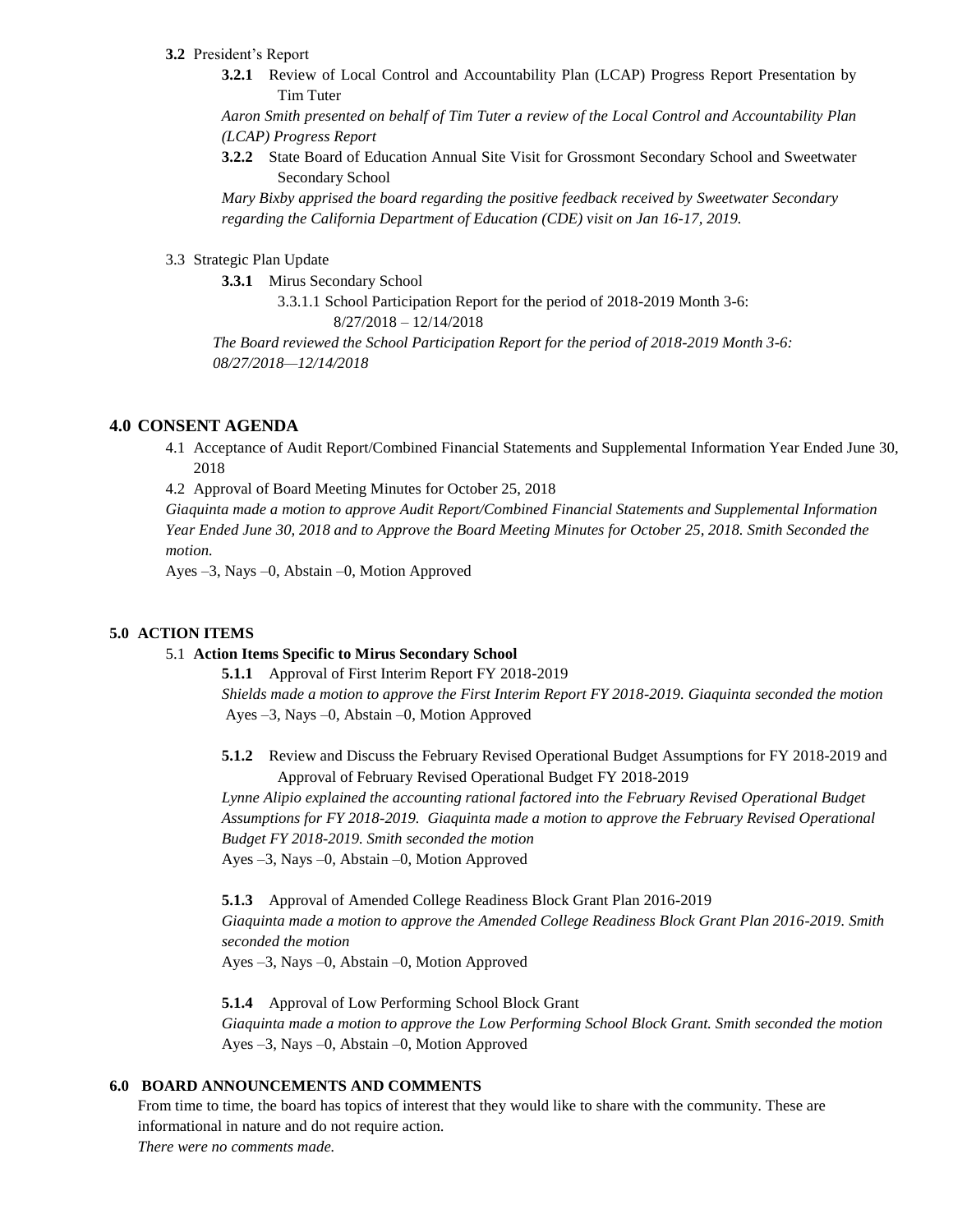**3.2** President's Report

**3.2.1** Review of Local Control and Accountability Plan (LCAP) Progress Report Presentation by Tim Tuter

*Aaron Smith presented on behalf of Tim Tuter a review of the Local Control and Accountability Plan (LCAP) Progress Report*

**3.2.2** State Board of Education Annual Site Visit for Grossmont Secondary School and Sweetwater Secondary School

*Mary Bixby apprised the board regarding the positive feedback received by Sweetwater Secondary regarding the California Department of Education (CDE) visit on Jan 16-17, 2019.*

3.3 Strategic Plan Update

**3.3.1** Mirus Secondary School

3.3.1.1 School Participation Report for the period of 2018-2019 Month 3-6: 8/27/2018 – 12/14/2018

*The Board reviewed the School Participation Report for the period of 2018-2019 Month 3-6: 08/27/2018—12/14/2018*

## 4.0 CONSENT AGENDA

4.1 Acceptance of Audit Report/Combined Financial Statements and Supplemental Information Year Ended June 30, 2018

4.2 Approval of Board Meeting Minutes for October 25, 2018

*Giaquinta made a motion to approve Audit Report/Combined Financial Statements and Supplemental Information Year Ended June 30, 2018 and to Approve the Board Meeting Minutes for October 25, 2018. Smith Seconded the motion.*

Ayes –3, Nays –0, Abstain –0, Motion Approved

## 5.0 ACTION ITEMS

5.1 **Action Items Specific to Mirus Secondary School**

**5.1.1** Approval of First Interim Report FY 2018-2019

*Shields made a motion to approve the First Interim Report FY 2018-2019. Giaquinta seconded the motion*

Ayes –3, Nays –0, Abstain –0, Motion Approved

**5.1.2** Review and Discuss the February Revised Operational Budget Assumptions for FY 2018-2019 and Approval of February Revised Operational Budget FY 2018-2019

*Lynne Alipio explained the accounting rational factored into the February Revised Operational Budget Assumptions for FY 2018-2019. Giaquinta made a motion to approve the February Revised Operational Budget FY 2018-2019. Smith seconded the motion*

Ayes –3, Nays –0, Abstain –0, Motion Approved

**5.1.3** Approval of Amended College Readiness Block Grant Plan 2016-2019

*Giaquinta made a motion to approve the Amended College Readiness Block Grant Plan 2016-2019. Smith seconded the motion*

Ayes –3, Nays –0, Abstain –0, Motion Approved

**5.1.4** Approval of Low Performing School Block Grant

*Giaquinta made a motion to approve the Low Performing School Block Grant. Smith seconded the motion*

Ayes –3, Nays –0, Abstain –0, Motion Approved

## 6.0 BOARD ANNOUNCEMENTS AND COMMENTS

From time to time, the board has topics of interest that they would like to share with the community. These are informational in nature and do not require action.

*There were no comments made.*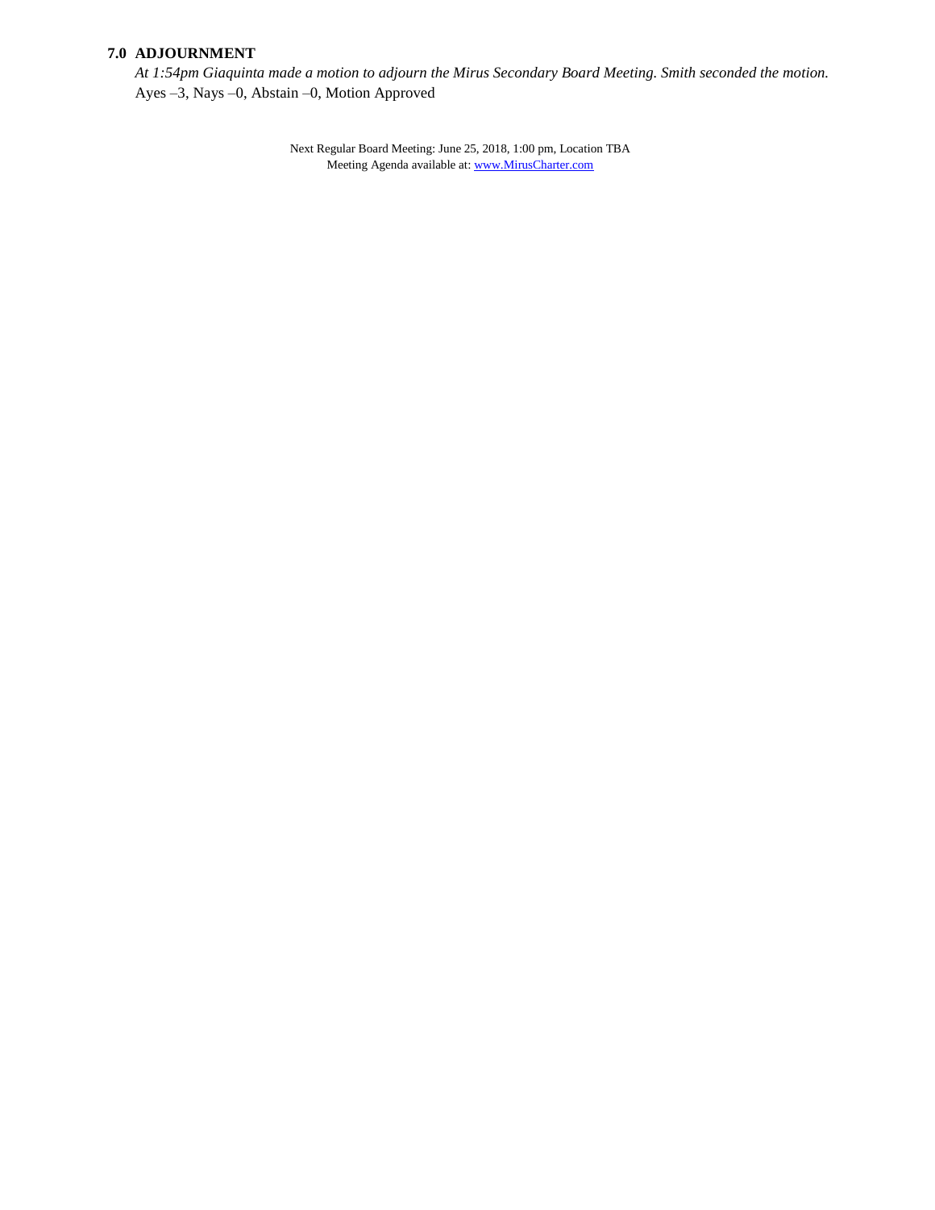### 7.0 ADJOURNMENT

*At 1:54pm Giaquinta made a motion to adjourn the Mirus Secondary Board Meeting. Smith seconded the motion.*
Ayes –3, Nays –0, Abstain –0, Motion Approved

Next Regular Board Meeting: June 25, 2018, 1:00 pm, Location TBA
Meeting Agenda available at: www.MirusCharter.com